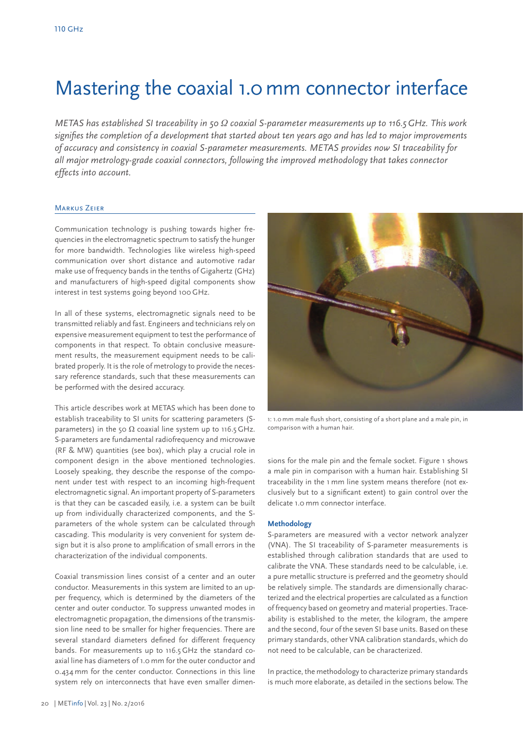# Mastering the coaxial 1.0 mm connector interface

*METAS has established SI traceability in 50 Ω coaxial S-parameter measurements up to 116.5 GHz. This work signifies the completion of a development that started about ten years ago and has led to major improvements of accuracy and consistency in coaxial S-parameter measurements. METAS provides now SI traceability for all major metrology-grade coaxial connectors, following the improved methodology that takes connector effects into account.*

Markus Zeier

Communication technology is pushing towards higher frequencies in the electromagnetic spectrum to satisfy the hunger for more bandwidth. Technologies like wireless high-speed communication over short distance and automotive radar make use of frequency bands in the tenths of Gigahertz (GHz) and manufacturers of high-speed digital components show interest in test systems going beyond 100 GHz.

In all of these systems, electromagnetic signals need to be transmitted reliably and fast. Engineers and technicians rely on expensive measurement equipment to test the performance of components in that respect. To obtain conclusive measurement results, the measurement equipment needs to be calibrated properly. It is the role of metrology to provide the necessary reference standards, such that these measurements can be performed with the desired accuracy.

This article describes work at METAS which has been done to establish traceability to SI units for scattering parameters (S-parameters) in the 50 Ω coaxial line system up to 116.5 GHz. S-parameters are fundamental radiofrequency and microwave (RF & MW) quantities (see box), which play a crucial role in component design in the above mentioned technologies. Loosely speaking, they describe the response of the component under test with respect to an incoming high-frequent electromagnetic signal. An important property of S-parameters is that they can be cascaded easily, i.e. a system can be built up from individually characterized components, and the S-parameters of the whole system can be calculated through cascading. This modularity is very convenient for system design but it is also prone to amplification of small errors in the characterization of the individual components.

Coaxial transmission lines consist of a center and an outer conductor. Measurements in this system are limited to an upper frequency, which is determined by the diameters of the center and outer conductor. To suppress unwanted modes in electromagnetic propagation, the dimensions of the transmission line need to be smaller for higher frequencies. There are several standard diameters defined for different frequency bands. For measurements up to 116.5 GHz the standard coaxial line has diameters of 1.0 mm for the outer conductor and 0.434 mm for the center conductor. Connections in this line system rely on interconnects that have even smaller dimensions for the male pin and the female socket. Figure 1 shows a male pin in comparison with a human hair. Establishing SI traceability in the 1 mm line system means therefore (not exclusively but to a significant extent) to gain control over the delicate 1.0 mm connector interface.

1: 1.0 mm male flush short, consisting of a short plane and a male pin, in comparison with a human hair.

## Methodology

S-parameters are measured with a vector network analyzer (VNA). The SI traceability of S-parameter measurements is established through calibration standards that are used to calibrate the VNA. These standards need to be calculable, i.e. a pure metallic structure is preferred and the geometry should be relatively simple. The standards are dimensionally characterized and the electrical properties are calculated as a function of frequency based on geometry and material properties. Traceability is established to the meter, the kilogram, the ampere and the second, four of the seven SI base units. Based on these primary standards, other VNA calibration standards, which do not need to be calculable, can be characterized.

In practice, the methodology to characterize primary standards is much more elaborate, as detailed in the sections below. The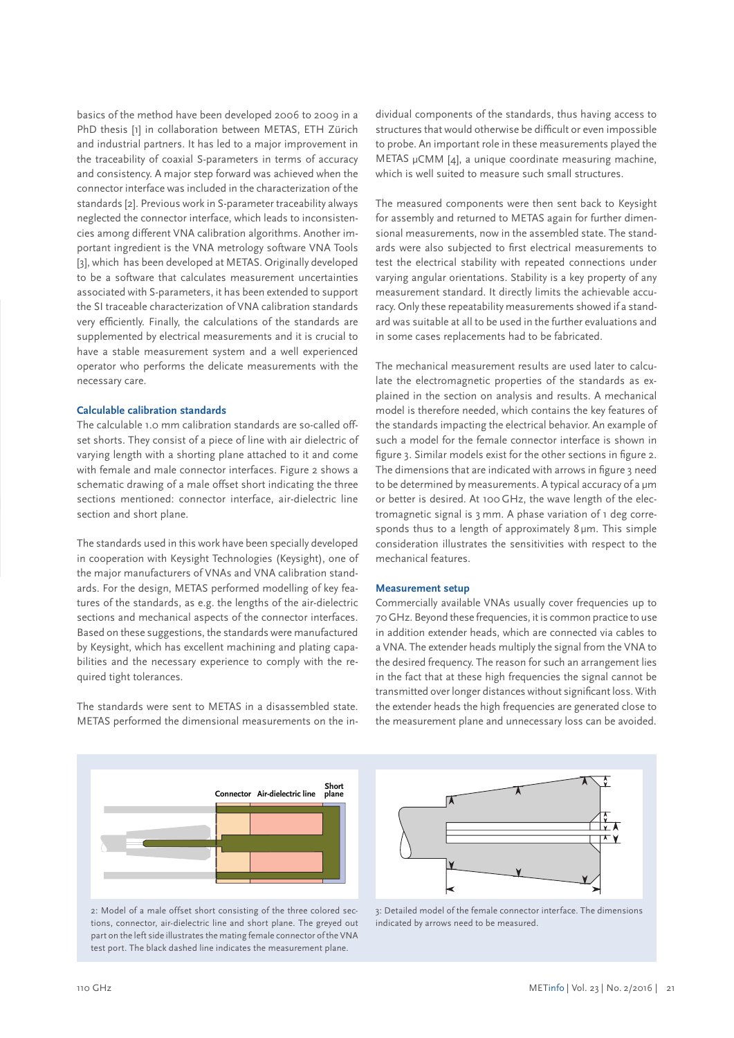basics of the method have been developed 2006 to 2009 in a PhD thesis [1] in collaboration between METAS, ETH Zürich and industrial partners. It has led to a major improvement in the traceability of coaxial S-parameters in terms of accuracy and consistency. A major step forward was achieved when the connector interface was included in the characterization of the standards [2]. Previous work in S-parameter traceability always neglected the connector interface, which leads to inconsistencies among different VNA calibration algorithms. Another important ingredient is the VNA metrology software VNA Tools [3], which has been developed at METAS. Originally developed to be a software that calculates measurement uncertainties associated with S-parameters, it has been extended to support the SI traceable characterization of VNA calibration standards very efficiently. Finally, the calculations of the standards are supplemented by electrical measurements and it is crucial to have a stable measurement system and a well experienced operator who performs the delicate measurements with the necessary care.

### Calculable calibration standards

The calculable 1.0 mm calibration standards are so-called offset shorts. They consist of a piece of line with air dielectric of varying length with a shorting plane attached to it and come with female and male connector interfaces. Figure 2 shows a schematic drawing of a male offset short indicating the three sections mentioned: connector interface, air-dielectric line section and short plane.

The standards used in this work have been specially developed in cooperation with Keysight Technologies (Keysight), one of the major manufacturers of VNAs and VNA calibration standards. For the design, METAS performed modelling of key features of the standards, as e.g. the lengths of the air-dielectric sections and mechanical aspects of the connector interfaces. Based on these suggestions, the standards were manufactured by Keysight, which has excellent machining and plating capabilities and the necessary experience to comply with the required tight tolerances.

The standards were sent to METAS in a disassembled state. METAS performed the dimensional measurements on the individual components of the standards, thus having access to structures that would otherwise be difficult or even impossible to probe. An important role in these measurements played the METAS µCMM [4], a unique coordinate measuring machine, which is well suited to measure such small structures.

The measured components were then sent back to Keysight for assembly and returned to METAS again for further dimensional measurements, now in the assembled state. The standards were also subjected to first electrical measurements to test the electrical stability with repeated connections under varying angular orientations. Stability is a key property of any measurement standard. It directly limits the achievable accuracy. Only these repeatability measurements showed if a standard was suitable at all to be used in the further evaluations and in some cases replacements had to be fabricated.

The mechanical measurement results are used later to calculate the electromagnetic properties of the standards as explained in the section on analysis and results. A mechanical model is therefore needed, which contains the key features of the standards impacting the electrical behavior. An example of such a model for the female connector interface is shown in figure 3. Similar models exist for the other sections in figure 2. The dimensions that are indicated with arrows in figure 3 need to be determined by measurements. A typical accuracy of a µm or better is desired. At 100 GHz, the wave length of the electromagnetic signal is 3 mm. A phase variation of 1 deg corresponds thus to a length of approximately 8 µm. This simple consideration illustrates the sensitivities with respect to the mechanical features.

### Measurement setup

Commercially available VNAs usually cover frequencies up to 70 GHz. Beyond these frequencies, it is common practice to use in addition extender heads, which are connected via cables to a VNA. The extender heads multiply the signal from the VNA to the desired frequency. The reason for such an arrangement lies in the fact that at these high frequencies the signal cannot be transmitted over longer distances without significant loss. With the extender heads the high frequencies are generated close to the measurement plane and unnecessary loss can be avoided.

2: Model of a male offset short consisting of the three colored sections, connector, air-dielectric line and short plane. The greyed out part on the left side illustrates the mating female connector of the VNA test port. The black dashed line indicates the measurement plane.

3: Detailed model of the female connector interface. The dimensions indicated by arrows need to be measured.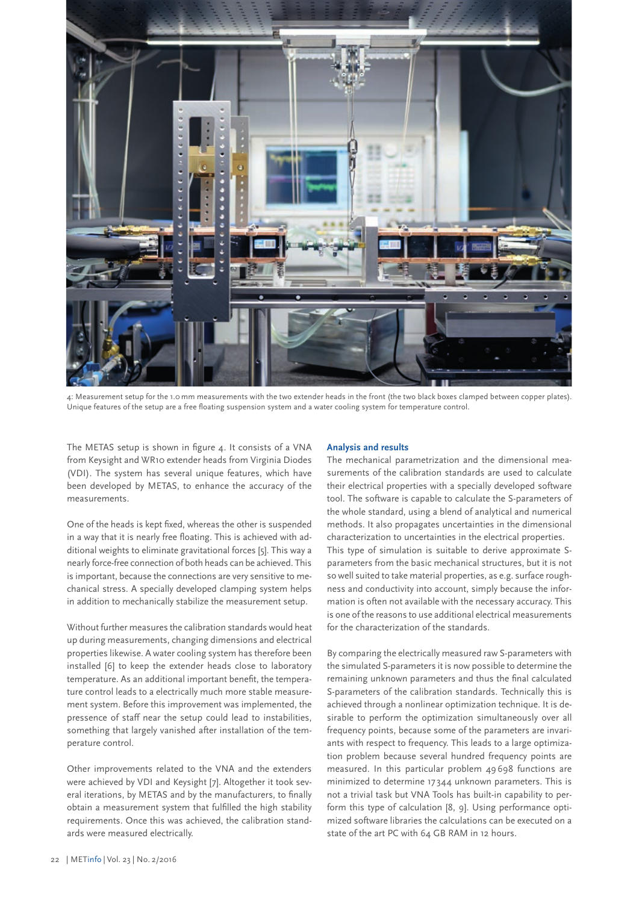4: Measurement setup for the 1.0 mm measurements with the two extender heads in the front (the two black boxes clamped between copper plates). Unique features of the setup are a free floating suspension system and a water cooling system for temperature control.

The METAS setup is shown in figure 4. It consists of a VNA from Keysight and WR10 extender heads from Virginia Diodes (VDI). The system has several unique features, which have been developed by METAS, to enhance the accuracy of the measurements.

One of the heads is kept fixed, whereas the other is suspended in a way that it is nearly free floating. This is achieved with additional weights to eliminate gravitational forces [5]. This way a nearly force-free connection of both heads can be achieved. This is important, because the connections are very sensitive to mechanical stress. A specially developed clamping system helps in addition to mechanically stabilize the measurement setup.

Without further measures the calibration standards would heat up during measurements, changing dimensions and electrical properties likewise. A water cooling system has therefore been installed [6] to keep the extender heads close to laboratory temperature. As an additional important benefit, the temperature control leads to a electrically much more stable measurement system. Before this improvement was implemented, the pressence of staff near the setup could lead to instabilities, something that largely vanished after installation of the temperature control.

Other improvements related to the VNA and the extenders were achieved by VDI and Keysight [7]. Altogether it took several iterations, by METAS and by the manufacturers, to finally obtain a measurement system that fulfilled the high stability requirements. Once this was achieved, the calibration standards were measured electrically.

## Analysis and results

The mechanical parametrization and the dimensional measurements of the calibration standards are used to calculate their electrical properties with a specially developed software tool. The software is capable to calculate the S-parameters of the whole standard, using a blend of analytical and numerical methods. It also propagates uncertainties in the dimensional characterization to uncertainties in the electrical properties.
This type of simulation is suitable to derive approximate S-parameters from the basic mechanical structures, but it is not so well suited to take material properties, as e.g. surface roughness and conductivity into account, simply because the information is often not available with the necessary accuracy. This is one of the reasons to use additional electrical measurements for the characterization of the standards.

By comparing the electrically measured raw S-parameters with the simulated S-parameters it is now possible to determine the remaining unknown parameters and thus the final calculated S-parameters of the calibration standards. Technically this is achieved through a nonlinear optimization technique. It is desirable to perform the optimization simultaneously over all frequency points, because some of the parameters are invariants with respect to frequency. This leads to a large optimization problem because several hundred frequency points are measured. In this particular problem 49 698 functions are minimized to determine 17 344 unknown parameters. This is not a trivial task but VNA Tools has built-in capability to perform this type of calculation [8, 9]. Using performance optimized software libraries the calculations can be executed on a state of the art PC with 64 GB RAM in 12 hours.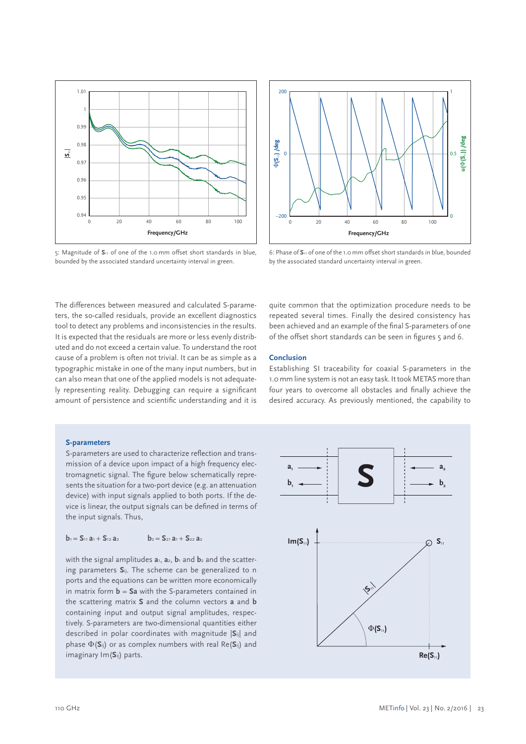5: Magnitude of $\mathbf{S}_{11}$ of one of the 1.0 mm offset short standards in blue, bounded by the associated standard uncertainty interval in green.

6: Phase of $\mathbf{S}_{11}$ of one of the 1.0 mm offset short standards in blue, bounded by the associated standard uncertainty interval in green.

The differences between measured and calculated S-parameters, the so-called residuals, provide an excellent diagnostics tool to detect any problems and inconsistencies in the results. It is expected that the residuals are more or less evenly distributed and do not exceed a certain value. To understand the root cause of a problem is often not trivial. It can be as simple as a typographic mistake in one of the many input numbers, but in can also mean that one of the applied models is not adequately representing reality. Debugging can require a significant amount of persistence and scientific understanding and it is quite common that the optimization procedure needs to be repeated several times. Finally the desired consistency has been achieved and an example of the final S-parameters of one of the offset short standards can be seen in figures 5 and 6.

## Conclusion

Establishing SI traceability for coaxial S-parameters in the 1.0 mm line system is not an easy task. It took METAS more than four years to overcome all obstacles and finally achieve the desired accuracy. As previously mentioned, the capability to

### S-parameters

S-parameters are used to characterize reflection and transmission of a device upon impact of a high frequency electromagnetic signal. The figure below schematically represents the situation for a two-port device (e.g. an attenuation device) with input signals applied to both ports. If the device is linear, the output signals can be defined in terms of the input signals. Thus,

$$\mathbf{b}_1 = \mathbf{S}_{11}\,\mathbf{a}_1 + \mathbf{S}_{12}\,\mathbf{a}_2 \qquad \mathbf{b}_2 = \mathbf{S}_{21}\,\mathbf{a}_1 + \mathbf{S}_{22}\,\mathbf{a}_2$$

with the signal amplitudes $\mathbf{a}_1$, $\mathbf{a}_2$, $\mathbf{b}_1$ and $\mathbf{b}_2$ and the scattering parameters $\mathbf{S}_{ij}$. The scheme can be generalized to n ports and the equations can be written more economically in matrix form $\mathbf{b} = \mathbf{Sa}$ with the S-parameters contained in the scattering matrix $\mathbf{S}$ and the column vectors $\mathbf{a}$ and $\mathbf{b}$ containing input and output signal amplitudes, respectively. S-parameters are two-dimensional quantities either described in polar coordinates with magnitude $|\mathbf{S}_{ij}|$ and phase $\Phi(\mathbf{S}_{ij})$ or as complex numbers with real $\mathrm{Re}(\mathbf{S}_{ij})$ and imaginary $\mathrm{Im}(\mathbf{S}_{ij})$ parts.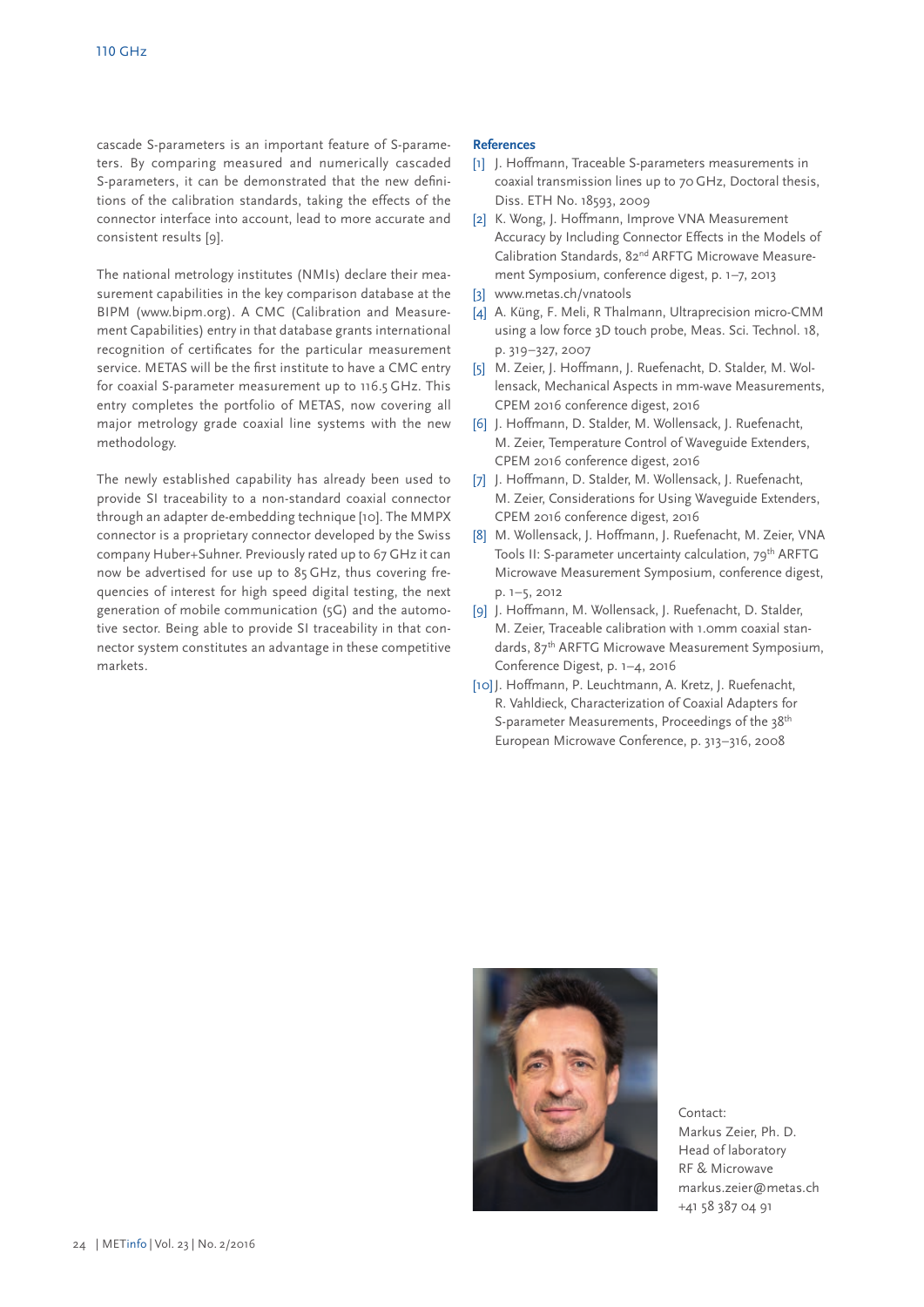cascade S-parameters is an important feature of S-parameters. By comparing measured and numerically cascaded S-parameters, it can be demonstrated that the new definitions of the calibration standards, taking the effects of the connector interface into account, lead to more accurate and consistent results [9].

The national metrology institutes (NMIs) declare their measurement capabilities in the key comparison database at the BIPM (www.bipm.org). A CMC (Calibration and Measurement Capabilities) entry in that database grants international recognition of certificates for the particular measurement service. METAS will be the first institute to have a CMC entry for coaxial S-parameter measurement up to 116.5 GHz. This entry completes the portfolio of METAS, now covering all major metrology grade coaxial line systems with the new methodology.

The newly established capability has already been used to provide SI traceability to a non-standard coaxial connector through an adapter de-embedding technique [10]. The MMPX connector is a proprietary connector developed by the Swiss company Huber+Suhner. Previously rated up to 67 GHz it can now be advertised for use up to 85 GHz, thus covering frequencies of interest for high speed digital testing, the next generation of mobile communication (5G) and the automotive sector. Being able to provide SI traceability in that connector system constitutes an advantage in these competitive markets.

### References

[1] J. Hoffmann, Traceable S-parameters measurements in coaxial transmission lines up to 70 GHz, Doctoral thesis, Diss. ETH No. 18593, 2009

[2] K. Wong, J. Hoffmann, Improve VNA Measurement Accuracy by Including Connector Effects in the Models of Calibration Standards, 82nd ARFTG Microwave Measurement Symposium, conference digest, p. 1–7, 2013

[3] www.metas.ch/vnatools

[4] A. Küng, F. Meli, R Thalmann, Ultraprecision micro-CMM using a low force 3D touch probe, Meas. Sci. Technol. 18, p. 319–327, 2007

[5] M. Zeier, J. Hoffmann, J. Ruefenacht, D. Stalder, M. Wollensack, Mechanical Aspects in mm-wave Measurements, CPEM 2016 conference digest, 2016

[6] J. Hoffmann, D. Stalder, M. Wollensack, J. Ruefenacht, M. Zeier, Temperature Control of Waveguide Extenders, CPEM 2016 conference digest, 2016

[7] J. Hoffmann, D. Stalder, M. Wollensack, J. Ruefenacht, M. Zeier, Considerations for Using Waveguide Extenders, CPEM 2016 conference digest, 2016

[8] M. Wollensack, J. Hoffmann, J. Ruefenacht, M. Zeier, VNA Tools II: S-parameter uncertainty calculation, 79th ARFTG Microwave Measurement Symposium, conference digest, p. 1–5, 2012

[9] J. Hoffmann, M. Wollensack, J. Ruefenacht, D. Stalder, M. Zeier, Traceable calibration with 1.0mm coaxial standards, 87th ARFTG Microwave Measurement Symposium, Conference Digest, p. 1–4, 2016

[10] J. Hoffmann, P. Leuchtmann, A. Kretz, J. Ruefenacht, R. Vahldieck, Characterization of Coaxial Adapters for S-parameter Measurements, Proceedings of the 38th European Microwave Conference, p. 313–316, 2008

Contact:
Markus Zeier, Ph. D.
Head of laboratory
RF & Microwave
markus.zeier@metas.ch
+41 58 387 04 91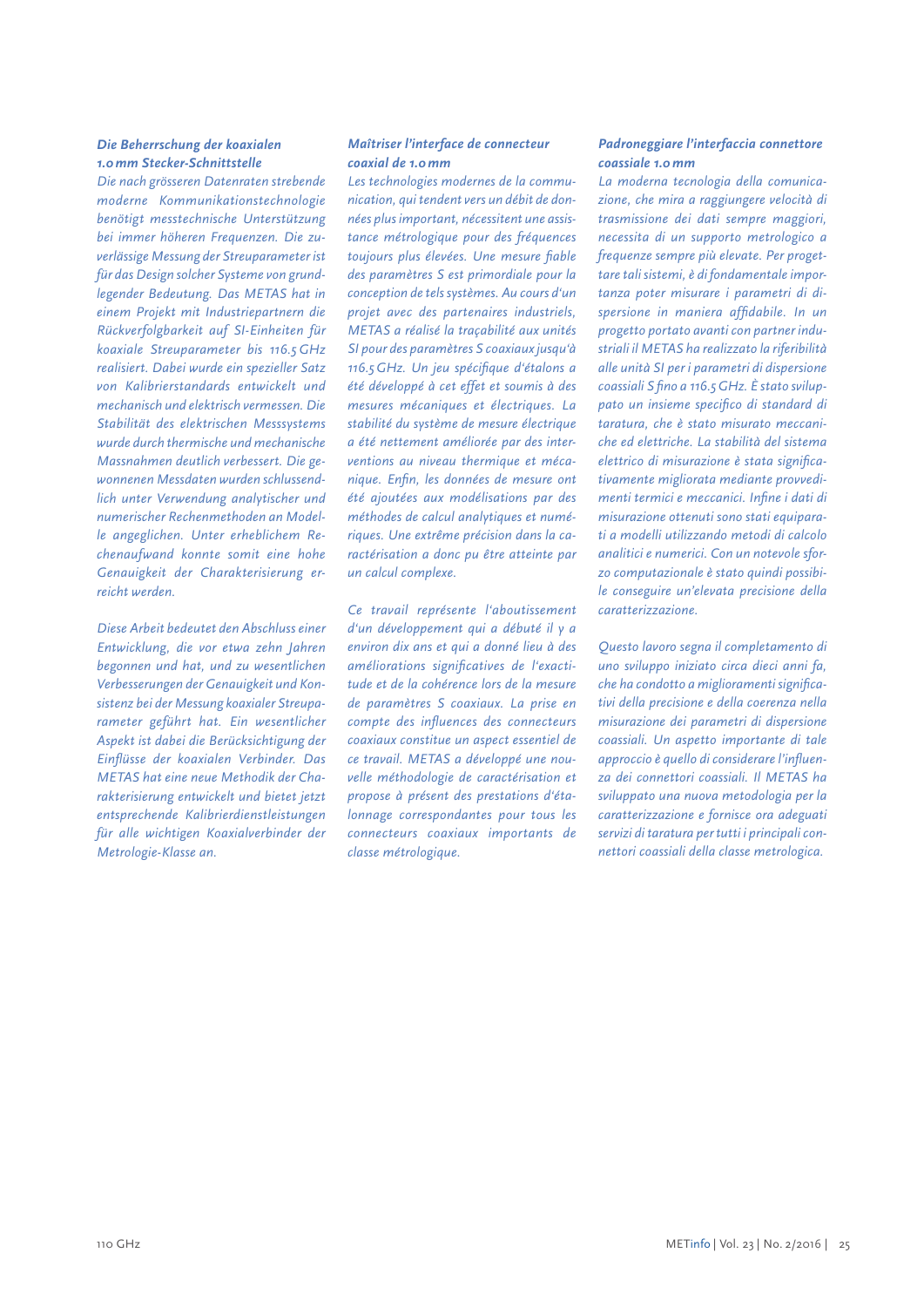***Die Beherrschung der koaxialen 1.0 mm Stecker-Schnittstelle***

*Die nach grösseren Datenraten strebende moderne Kommunikationstechnologie benötigt messtechnische Unterstützung bei immer höheren Frequenzen. Die zuverlässige Messung der Streuparameter ist für das Design solcher Systeme von grundlegender Bedeutung. Das METAS hat in einem Projekt mit Industriepartnern die Rückverfolgbarkeit auf SI-Einheiten für koaxiale Streuparameter bis 116.5 GHz realisiert. Dabei wurde ein spezieller Satz von Kalibrierstandards entwickelt und mechanisch und elektrisch vermessen. Die Stabilität des elektrischen Messsystems wurde durch thermische und mechanische Massnahmen deutlich verbessert. Die gewonnenen Messdaten wurden schlussendlich unter Verwendung analytischer und numerischer Rechenmethoden an Modelle angeglichen. Unter erheblichem Rechenaufwand konnte somit eine hohe Genauigkeit der Charakterisierung erreicht werden.*

*Diese Arbeit bedeutet den Abschluss einer Entwicklung, die vor etwa zehn Jahren begonnen und hat, und zu wesentlichen Verbesserungen der Genauigkeit und Konsistenz bei der Messung koaxialer Streuparameter geführt hat. Ein wesentlicher Aspekt ist dabei die Berücksichtigung der Einflüsse der koaxialen Verbinder. Das METAS hat eine neue Methodik der Charakterisierung entwickelt und bietet jetzt entsprechende Kalibrierdienstleistungen für alle wichtigen Koaxialverbinder der Metrologie-Klasse an.*

***Maîtriser l'interface de connecteur coaxial de 1.0 mm***

*Les technologies modernes de la communication, qui tendent vers un débit de données plus important, nécessitent une assistance métrologique pour des fréquences toujours plus élevées. Une mesure fiable des paramètres S est primordiale pour la conception de tels systèmes. Au cours d'un projet avec des partenaires industriels, METAS a réalisé la traçabilité aux unités SI pour des paramètres S coaxiaux jusqu'à 116.5 GHz. Un jeu spécifique d'étalons a été développé à cet effet et soumis à des mesures mécaniques et électriques. La stabilité du système de mesure électrique a été nettement améliorée par des interventions au niveau thermique et mécanique. Enfin, les données de mesure ont été ajoutées aux modélisations par des méthodes de calcul analytiques et numériques. Une extrême précision dans la caractérisation a donc pu être atteinte par un calcul complexe.*

*Ce travail représente l'aboutissement d'un développement qui a débuté il y a environ dix ans et qui a donné lieu à des améliorations significatives de l'exactitude et de la cohérence lors de la mesure de paramètres S coaxiaux. La prise en compte des influences des connecteurs coaxiaux constitue un aspect essentiel de ce travail. METAS a développé une nouvelle méthodologie de caractérisation et propose à présent des prestations d'étalonnage correspondantes pour tous les connecteurs coaxiaux importants de classe métrologique.*

***Padroneggiare l'interfaccia connettore coassiale 1.0 mm***

*La moderna tecnologia della comunicazione, che mira a raggiungere velocità di trasmissione dei dati sempre maggiori, necessita di un supporto metrologico a frequenze sempre più elevate. Per progettare tali sistemi, è di fondamentale importanza poter misurare i parametri di dispersione in maniera affidabile. In un progetto portato avanti con partner industriali il METAS ha realizzato la riferibilità alle unità SI per i parametri di dispersione coassiali S fino a 116.5 GHz. È stato sviluppato un insieme specifico di standard di taratura, che è stato misurato meccaniche ed elettriche. La stabilità del sistema elettrico di misurazione è stata significativamente migliorata mediante provvedimenti termici e meccanici. Infine i dati di misurazione ottenuti sono stati equiparati a modelli utilizzando metodi di calcolo analitici e numerici. Con un notevole sforzo computazionale è stato quindi possibile conseguire un'elevata precisione della caratterizzazione.*

*Questo lavoro segna il completamento di uno sviluppo iniziato circa dieci anni fa, che ha condotto a miglioramenti significativi della precisione e della coerenza nella misurazione dei parametri di dispersione coassiali. Un aspetto importante di tale approccio è quello di considerare l'influenza dei connettori coassiali. Il METAS ha sviluppato una nuova metodologia per la caratterizzazione e fornisce ora adeguati servizi di taratura per tutti i principali connettori coassiali della classe metrologica.*